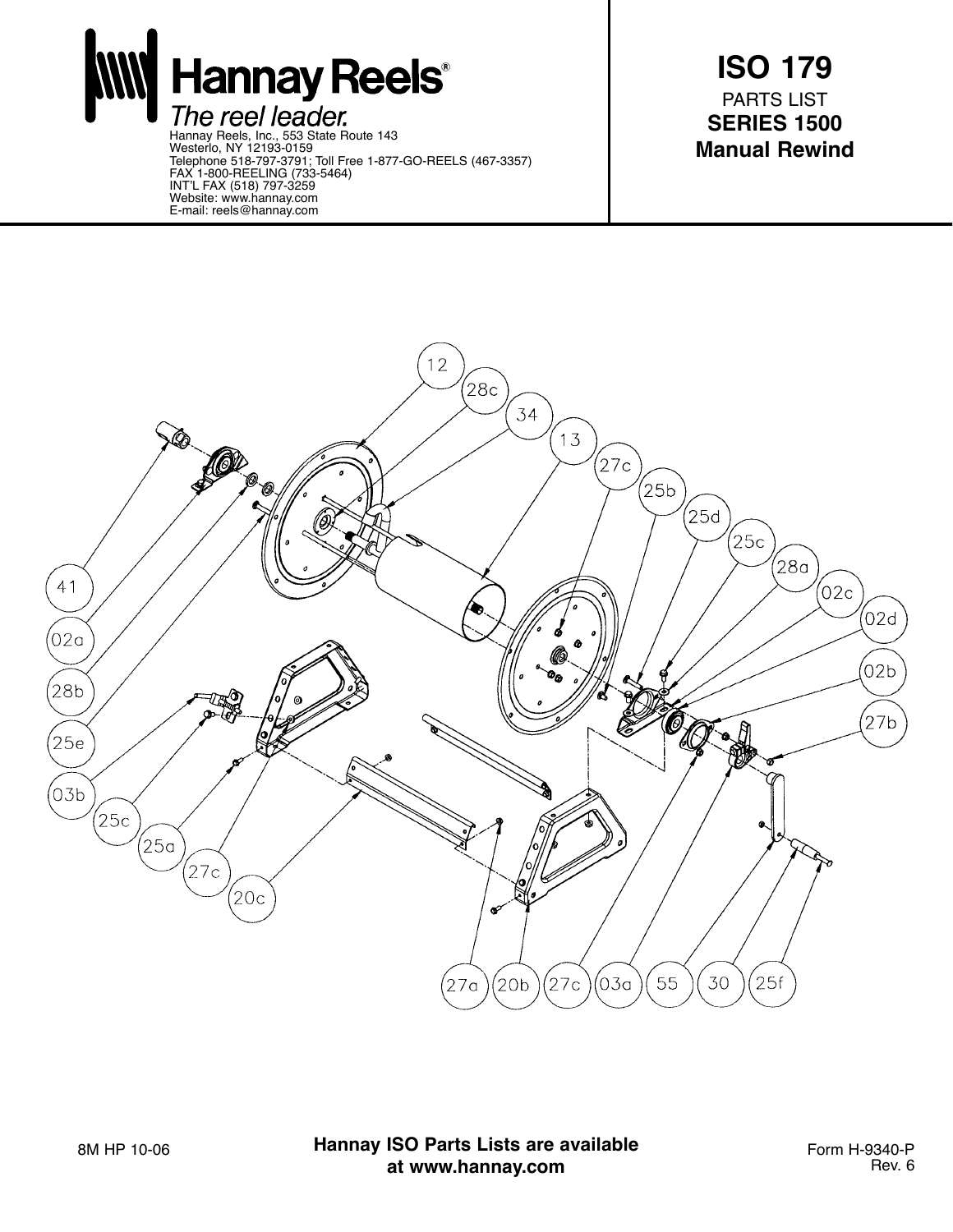Hannay Reels®

*The reel leader.*

Hannay Reels, Inc., 553 State Route 143
Westerlo, NY 12193-0159
Telephone 518-797-3791; Toll Free 1-877-GO-REELS (467-3357)
FAX 1-800-REELING (733-5464)
INT'L FAX (518) 797-3259
Website: www.hannay.com
E-mail: reels@hannay.com

# ISO 179

PARTS LIST

**SERIES 1500**

**Manual Rewind**

12, 28c, 34, 13, 27c, 25b, 25d, 25c, 28a, 02c, 02d, 02b, 27b, 41, 02a, 28b, 25e, 03b, 25c, 25a, 27c, 20c, 27a, 20b, 27c, 03a, 55, 30, 25f

8M HP 10-06

**Hannay ISO Parts Lists are available at www.hannay.com**

Form H-9340-P
Rev. 6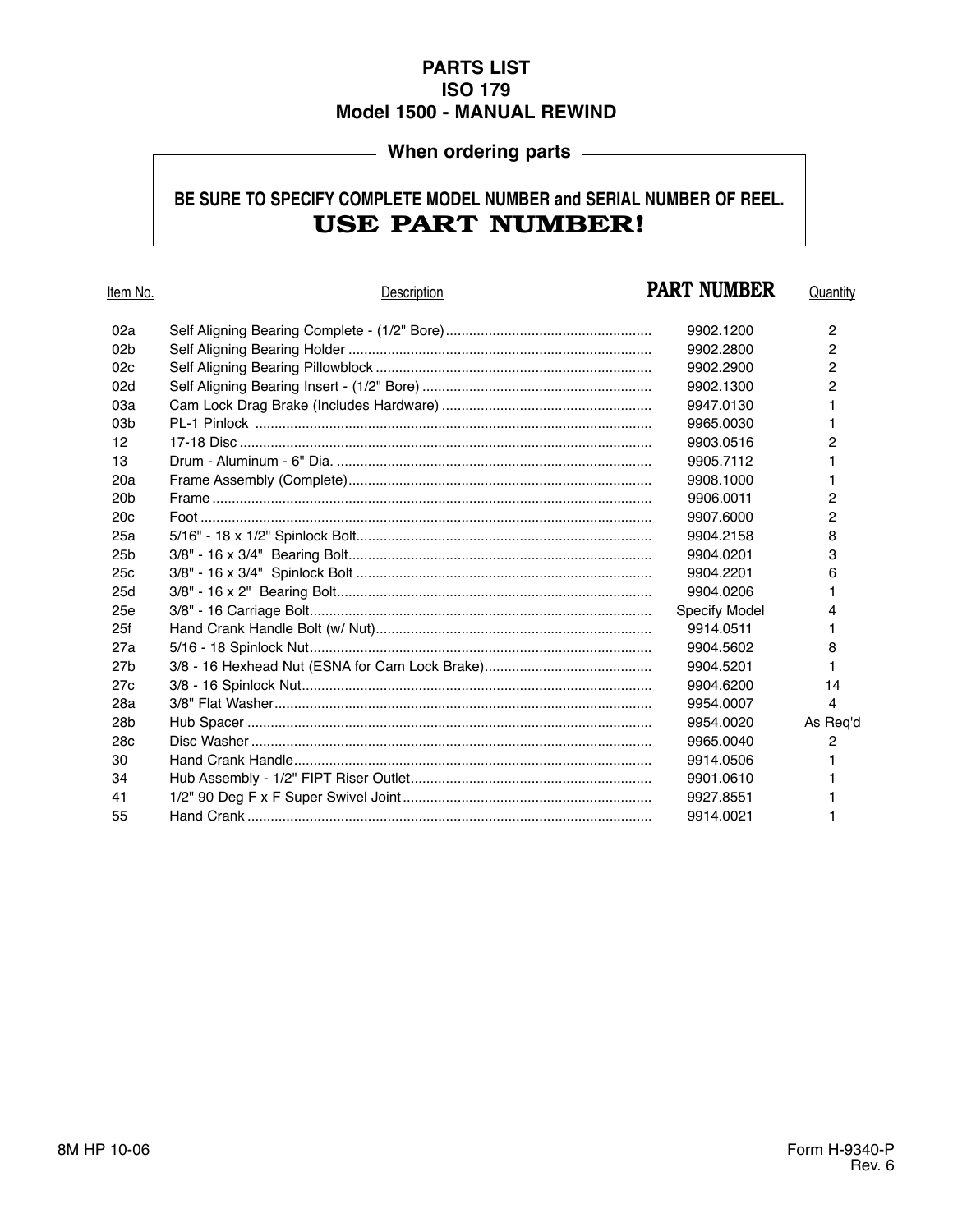# PARTS LIST
## ISO 179
## Model 1500 - MANUAL REWIND

**When ordering parts**

**BE SURE TO SPECIFY COMPLETE MODEL NUMBER and SERIAL NUMBER OF REEL.**
**USE PART NUMBER!**

| Item No. | Description | PART NUMBER | Quantity |
|---|---|---|---|
| 02a | Self Aligning Bearing Complete - (1/2" Bore) | 9902.1200 | 2 |
| 02b | Self Aligning Bearing Holder | 9902.2800 | 2 |
| 02c | Self Aligning Bearing Pillowblock | 9902.2900 | 2 |
| 02d | Self Aligning Bearing Insert - (1/2" Bore) | 9902.1300 | 2 |
| 03a | Cam Lock Drag Brake (Includes Hardware) | 9947.0130 | 1 |
| 03b | PL-1 Pinlock | 9965.0030 | 1 |
| 12 | 17-18 Disc | 9903.0516 | 2 |
| 13 | Drum - Aluminum - 6" Dia. | 9905.7112 | 1 |
| 20a | Frame Assembly (Complete) | 9908.1000 | 1 |
| 20b | Frame | 9906.0011 | 2 |
| 20c | Foot | 9907.6000 | 2 |
| 25a | 5/16" - 18 x 1/2" Spinlock Bolt | 9904.2158 | 8 |
| 25b | 3/8" - 16 x 3/4" Bearing Bolt | 9904.0201 | 3 |
| 25c | 3/8" - 16 x 3/4" Spinlock Bolt | 9904.2201 | 6 |
| 25d | 3/8" - 16 x 2" Bearing Bolt | 9904.0206 | 1 |
| 25e | 3/8" - 16 Carriage Bolt | Specify Model | 4 |
| 25f | Hand Crank Handle Bolt (w/ Nut) | 9914.0511 | 1 |
| 27a | 5/16 - 18 Spinlock Nut | 9904.5602 | 8 |
| 27b | 3/8 - 16 Hexhead Nut (ESNA for Cam Lock Brake) | 9904.5201 | 1 |
| 27c | 3/8 - 16 Spinlock Nut | 9904.6200 | 14 |
| 28a | 3/8" Flat Washer | 9954.0007 | 4 |
| 28b | Hub Spacer | 9954.0020 | As Req'd |
| 28c | Disc Washer | 9965.0040 | 2 |
| 30 | Hand Crank Handle | 9914.0506 | 1 |
| 34 | Hub Assembly - 1/2" FIPT Riser Outlet | 9901.0610 | 1 |
| 41 | 1/2" 90 Deg F x F Super Swivel Joint | 9927.8551 | 1 |
| 55 | Hand Crank | 9914.0021 | 1 |

8M HP 10-06

Form H-9340-P
Rev. 6